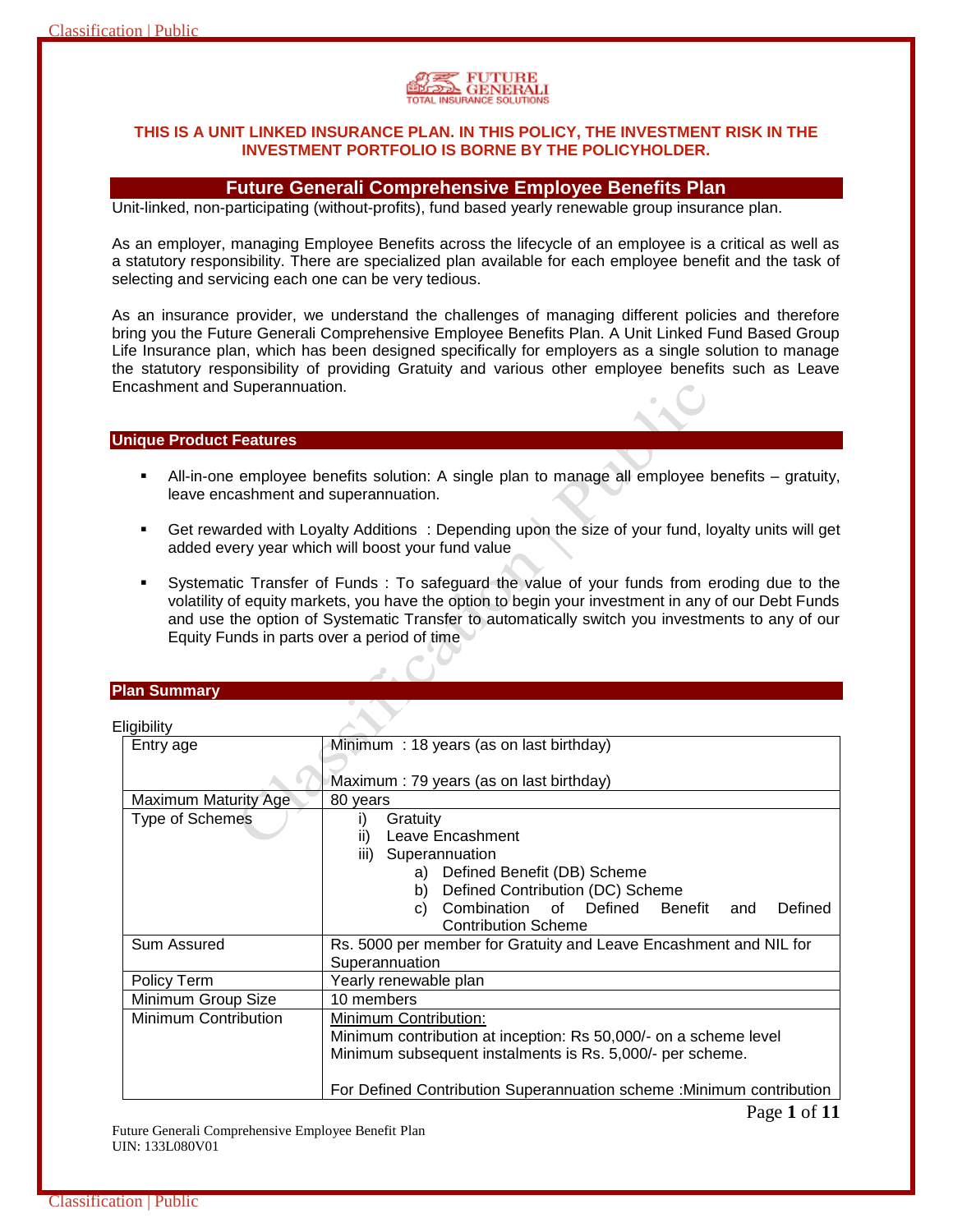**THIS IS A UNIT LINKED INSURANCE PLAN. IN THIS POLICY, THE INVESTMENT RISK IN THE INVESTMENT PORTFOLIO IS BORNE BY THE POLICYHOLDER.**

# Future Generali Comprehensive Employee Benefits Plan

Unit-linked, non-participating (without-profits), fund based yearly renewable group insurance plan.

As an employer, managing Employee Benefits across the lifecycle of an employee is a critical as well as a statutory responsibility. There are specialized plan available for each employee benefit and the task of selecting and servicing each one can be very tedious.

As an insurance provider, we understand the challenges of managing different policies and therefore bring you the Future Generali Comprehensive Employee Benefits Plan. A Unit Linked Fund Based Group Life Insurance plan, which has been designed specifically for employers as a single solution to manage the statutory responsibility of providing Gratuity and various other employee benefits such as Leave Encashment and Superannuation.

## Unique Product Features

- All-in-one employee benefits solution: A single plan to manage all employee benefits – gratuity, leave encashment and superannuation.
- Get rewarded with Loyalty Additions : Depending upon the size of your fund, loyalty units will get added every year which will boost your fund value
- Systematic Transfer of Funds : To safeguard the value of your funds from eroding due to the volatility of equity markets, you have the option to begin your investment in any of our Debt Funds and use the option of Systematic Transfer to automatically switch you investments to any of our Equity Funds in parts over a period of time

## Plan Summary

Eligibility

| | |
|---|---|
| Entry age | Minimum : 18 years (as on last birthday)<br><br>Maximum : 79 years (as on last birthday) |
| Maximum Maturity Age | 80 years |
| Type of Schemes | i) Gratuity<br>ii) Leave Encashment<br>iii) Superannuation<br>a) Defined Benefit (DB) Scheme<br>b) Defined Contribution (DC) Scheme<br>c) Combination of Defined Benefit and Defined Contribution Scheme |
| Sum Assured | Rs. 5000 per member for Gratuity and Leave Encashment and NIL for Superannuation |
| Policy Term | Yearly renewable plan |
| Minimum Group Size | 10 members |
| Minimum Contribution | Minimum Contribution:<br>Minimum contribution at inception: Rs 50,000/- on a scheme level<br>Minimum subsequent instalments is Rs. 5,000/- per scheme.<br><br>For Defined Contribution Superannuation scheme :Minimum contribution |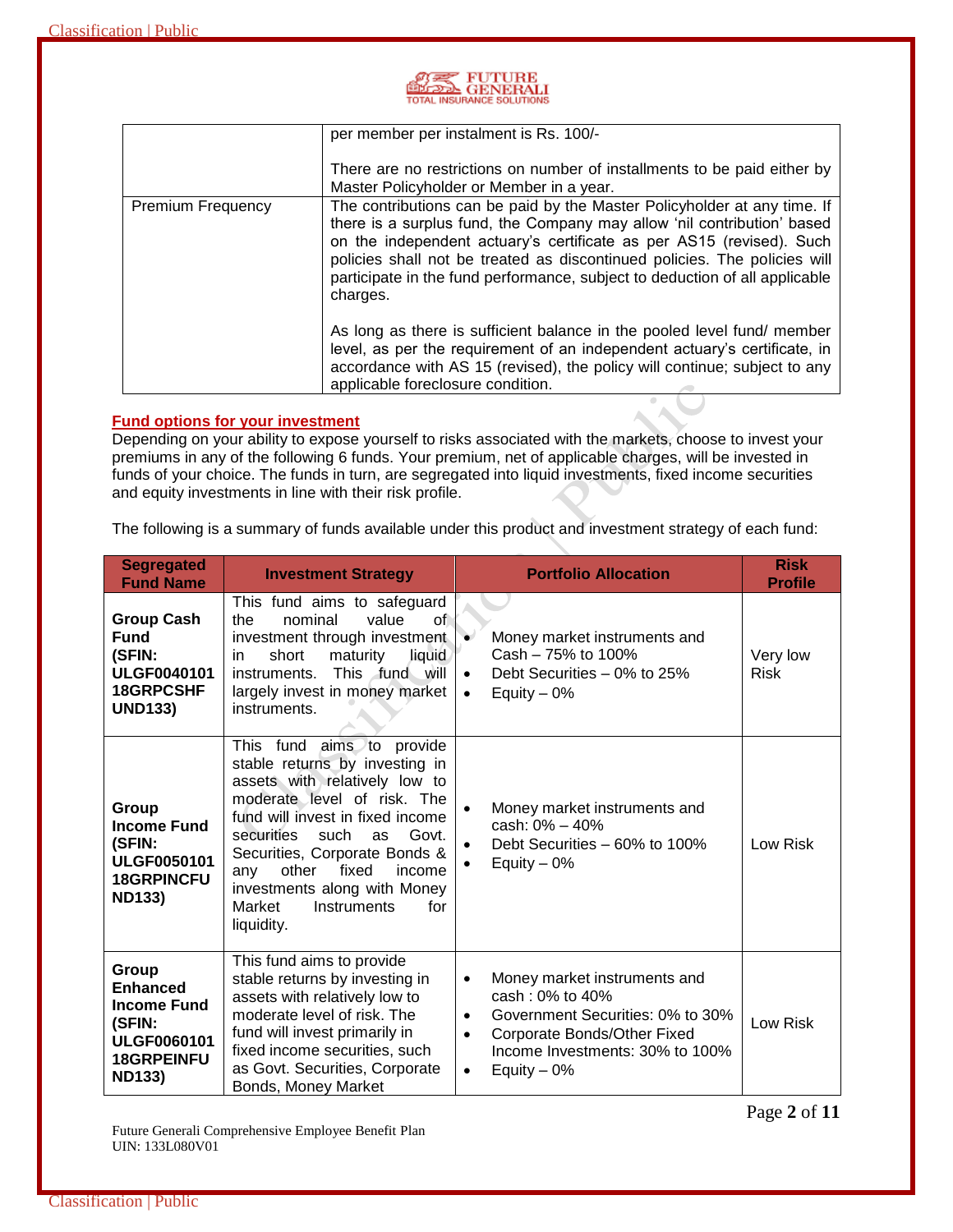| | |
|---|---|
| | per member per instalment is Rs. 100/-<br><br>There are no restrictions on number of installments to be paid either by Master Policyholder or Member in a year. |
| Premium Frequency | The contributions can be paid by the Master Policyholder at any time. If there is a surplus fund, the Company may allow 'nil contribution' based on the independent actuary's certificate as per AS15 (revised). Such policies shall not be treated as discontinued policies. The policies will participate in the fund performance, subject to deduction of all applicable charges.<br><br>As long as there is sufficient balance in the pooled level fund/ member level, as per the requirement of an independent actuary's certificate, in accordance with AS 15 (revised), the policy will continue; subject to any applicable foreclosure condition. |

## Fund options for your investment

Depending on your ability to expose yourself to risks associated with the markets, choose to invest your premiums in any of the following 6 funds. Your premium, net of applicable charges, will be invested in funds of your choice. The funds in turn, are segregated into liquid investments, fixed income securities and equity investments in line with their risk profile.

The following is a summary of funds available under this product and investment strategy of each fund:

| Segregated Fund Name | Investment Strategy | Portfolio Allocation | Risk Profile |
|---|---|---|---|
| **Group Cash Fund (SFIN: ULGF0040101 18GRPCSHF UND133)** | This fund aims to safeguard the nominal value of investment through investment in short maturity liquid instruments. This fund will largely invest in money market instruments. | • Money market instruments and Cash – 75% to 100%<br>• Debt Securities – 0% to 25%<br>• Equity – 0% | Very low Risk |
| **Group Income Fund (SFIN: ULGF0050101 18GRPINCFU ND133)** | This fund aims to provide stable returns by investing in assets with relatively low to moderate level of risk. The fund will invest in fixed income securities such as Govt. Securities, Corporate Bonds & any other fixed income investments along with Money Market Instruments for liquidity. | • Money market instruments and cash: 0% – 40%<br>• Debt Securities – 60% to 100%<br>• Equity – 0% | Low Risk |
| **Group Enhanced Income Fund (SFIN: ULGF0060101 18GRPEINFU ND133)** | This fund aims to provide stable returns by investing in assets with relatively low to moderate level of risk. The fund will invest primarily in fixed income securities, such as Govt. Securities, Corporate Bonds, Money Market | • Money market instruments and cash : 0% to 40%<br>• Government Securities: 0% to 30%<br>• Corporate Bonds/Other Fixed Income Investments: 30% to 100%<br>• Equity – 0% | Low Risk |

Future Generali Comprehensive Employee Benefit Plan
UIN: 133L080V01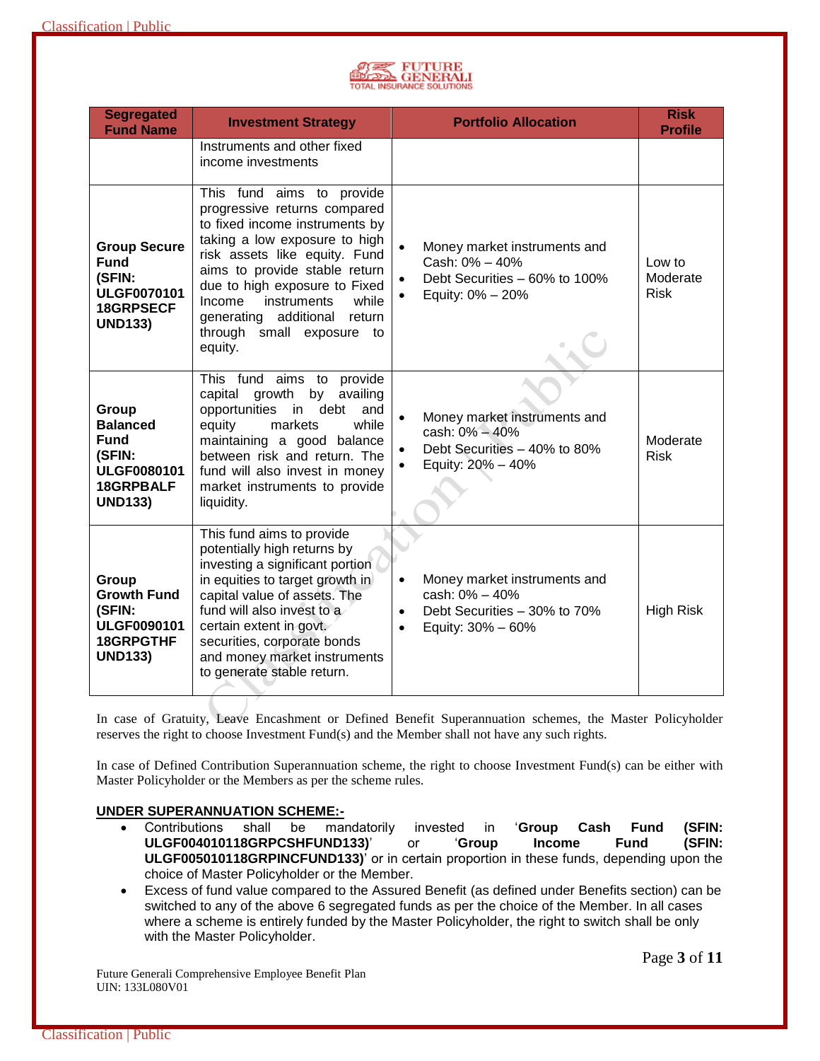| Segregated Fund Name | Investment Strategy | Portfolio Allocation | Risk Profile |
|---|---|---|---|
| | Instruments and other fixed income investments | | |
| **Group Secure Fund (SFIN: ULGF007010118GRPSECFUND133)** | This fund aims to provide progressive returns compared to fixed income instruments by taking a low exposure to high risk assets like equity. Fund aims to provide stable return due to high exposure to Fixed Income instruments while generating additional return through small exposure to equity. | • Money market instruments and Cash: 0% – 40%<br>• Debt Securities – 60% to 100%<br>• Equity: 0% – 20% | Low to Moderate Risk |
| **Group Balanced Fund (SFIN: ULGF008010118GRPBALFUND133)** | This fund aims to provide capital growth by availing opportunities in debt and equity markets while maintaining a good balance between risk and return. The fund will also invest in money market instruments to provide liquidity. | • Money market instruments and cash: 0% – 40%<br>• Debt Securities – 40% to 80%<br>• Equity: 20% – 40% | Moderate Risk |
| **Group Growth Fund (SFIN: ULGF009010118GRPGTHFUND133)** | This fund aims to provide potentially high returns by investing a significant portion in equities to target growth in capital value of assets. The fund will also invest to a certain extent in govt. securities, corporate bonds and money market instruments to generate stable return. | • Money market instruments and cash: 0% – 40%<br>• Debt Securities – 30% to 70%<br>• Equity: 30% – 60% | High Risk |

In case of Gratuity, Leave Encashment or Defined Benefit Superannuation schemes, the Master Policyholder reserves the right to choose Investment Fund(s) and the Member shall not have any such rights.

In case of Defined Contribution Superannuation scheme, the right to choose Investment Fund(s) can be either with Master Policyholder or the Members as per the scheme rules.

**UNDER SUPERANNUATION SCHEME:-**

- Contributions shall be mandatorily invested in '**Group Cash Fund (SFIN: ULGF004010118GRPCSHFUND133)**' or '**Group Income Fund (SFIN: ULGF005010118GRPINCFUND133)**' or in certain proportion in these funds, depending upon the choice of Master Policyholder or the Member.
- Excess of fund value compared to the Assured Benefit (as defined under Benefits section) can be switched to any of the above 6 segregated funds as per the choice of the Member. In all cases where a scheme is entirely funded by the Master Policyholder, the right to switch shall be only with the Master Policyholder.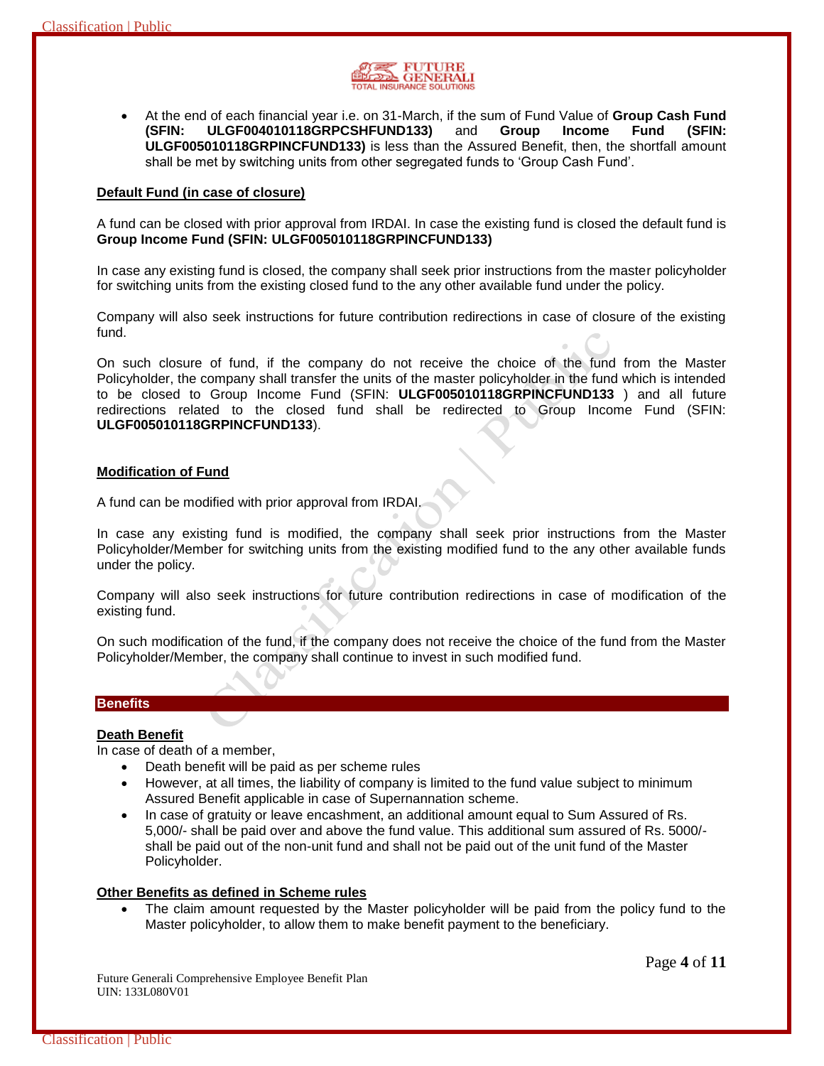- At the end of each financial year i.e. on 31-March, if the sum of Fund Value of **Group Cash Fund (SFIN: ULGF004010118GRPCSHFUND133)** and **Group Income Fund (SFIN: ULGF005010118GRPINCFUND133)** is less than the Assured Benefit, then, the shortfall amount shall be met by switching units from other segregated funds to 'Group Cash Fund'.

**Default Fund (in case of closure)**

A fund can be closed with prior approval from IRDAI. In case the existing fund is closed the default fund is **Group Income Fund (SFIN: ULGF005010118GRPINCFUND133)**

In case any existing fund is closed, the company shall seek prior instructions from the master policyholder for switching units from the existing closed fund to the any other available fund under the policy.

Company will also seek instructions for future contribution redirections in case of closure of the existing fund.

On such closure of fund, if the company do not receive the choice of the fund from the Master Policyholder, the company shall transfer the units of the master policyholder in the fund which is intended to be closed to Group Income Fund (SFIN: **ULGF005010118GRPINCFUND133** ) and all future redirections related to the closed fund shall be redirected to Group Income Fund (SFIN: **ULGF005010118GRPINCFUND133**).

**Modification of Fund**

A fund can be modified with prior approval from IRDAI.

In case any existing fund is modified, the company shall seek prior instructions from the Master Policyholder/Member for switching units from the existing modified fund to the any other available funds under the policy.

Company will also seek instructions for future contribution redirections in case of modification of the existing fund.

On such modification of the fund, if the company does not receive the choice of the fund from the Master Policyholder/Member, the company shall continue to invest in such modified fund.

## Benefits

**Death Benefit**

In case of death of a member,

- Death benefit will be paid as per scheme rules
- However, at all times, the liability of company is limited to the fund value subject to minimum Assured Benefit applicable in case of Supernannation scheme.
- In case of gratuity or leave encashment, an additional amount equal to Sum Assured of Rs. 5,000/- shall be paid over and above the fund value. This additional sum assured of Rs. 5000/- shall be paid out of the non-unit fund and shall not be paid out of the unit fund of the Master Policyholder.

**Other Benefits as defined in Scheme rules**

- The claim amount requested by the Master policyholder will be paid from the policy fund to the Master policyholder, to allow them to make benefit payment to the beneficiary.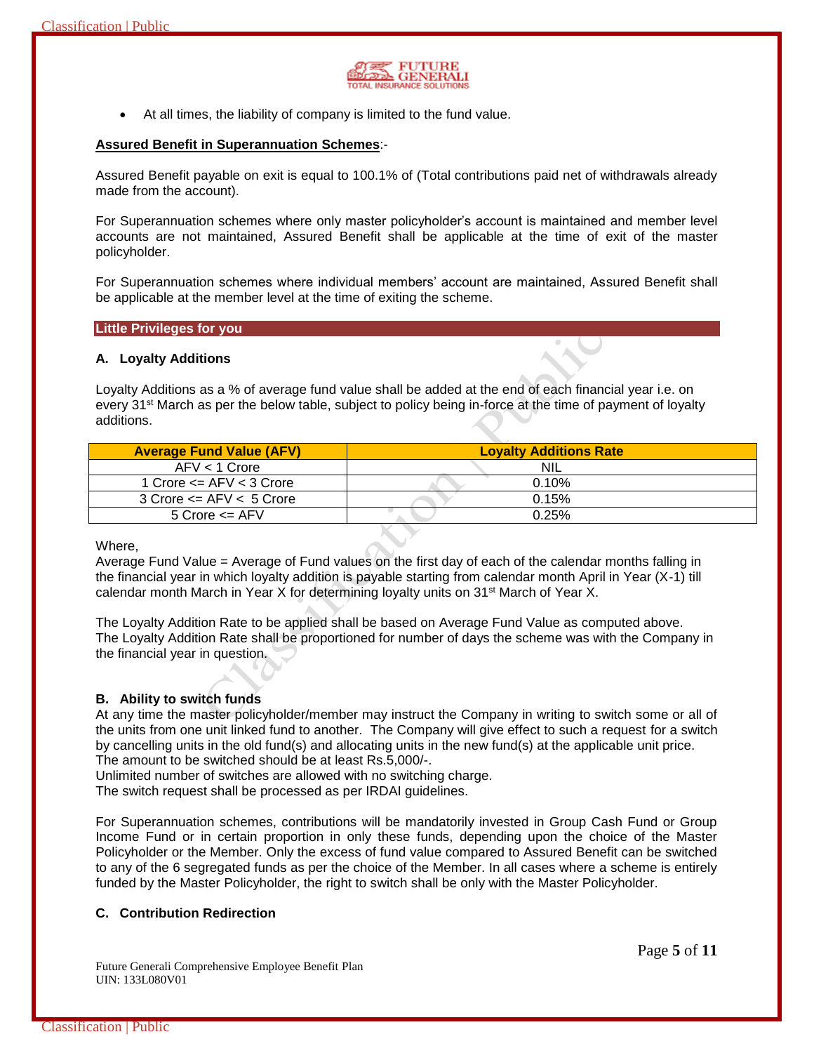- At all times, the liability of company is limited to the fund value.

**Assured Benefit in Superannuation Schemes**:-

Assured Benefit payable on exit is equal to 100.1% of (Total contributions paid net of withdrawals already made from the account).

For Superannuation schemes where only master policyholder's account is maintained and member level accounts are not maintained, Assured Benefit shall be applicable at the time of exit of the master policyholder.

For Superannuation schemes where individual members' account are maintained, Assured Benefit shall be applicable at the member level at the time of exiting the scheme.

## Little Privileges for you

### A. Loyalty Additions

Loyalty Additions as a % of average fund value shall be added at the end of each financial year i.e. on every 31st March as per the below table, subject to policy being in-force at the time of payment of loyalty additions.

| Average Fund Value (AFV) | Loyalty Additions Rate |
|---|---|
| AFV < 1 Crore | NIL |
| 1 Crore <= AFV < 3 Crore | 0.10% |
| 3 Crore <= AFV < 5 Crore | 0.15% |
| 5 Crore <= AFV | 0.25% |

Where,
Average Fund Value = Average of Fund values on the first day of each of the calendar months falling in the financial year in which loyalty addition is payable starting from calendar month April in Year (X-1) till calendar month March in Year X for determining loyalty units on 31st March of Year X.

The Loyalty Addition Rate to be applied shall be based on Average Fund Value as computed above.
The Loyalty Addition Rate shall be proportioned for number of days the scheme was with the Company in the financial year in question.

### B. Ability to switch funds

At any time the master policyholder/member may instruct the Company in writing to switch some or all of the units from one unit linked fund to another. The Company will give effect to such a request for a switch by cancelling units in the old fund(s) and allocating units in the new fund(s) at the applicable unit price.
The amount to be switched should be at least Rs.5,000/-.
Unlimited number of switches are allowed with no switching charge.
The switch request shall be processed as per IRDAI guidelines.

For Superannuation schemes, contributions will be mandatorily invested in Group Cash Fund or Group Income Fund or in certain proportion in only these funds, depending upon the choice of the Master Policyholder or the Member. Only the excess of fund value compared to Assured Benefit can be switched to any of the 6 segregated funds as per the choice of the Member. In all cases where a scheme is entirely funded by the Master Policyholder, the right to switch shall be only with the Master Policyholder.

### C. Contribution Redirection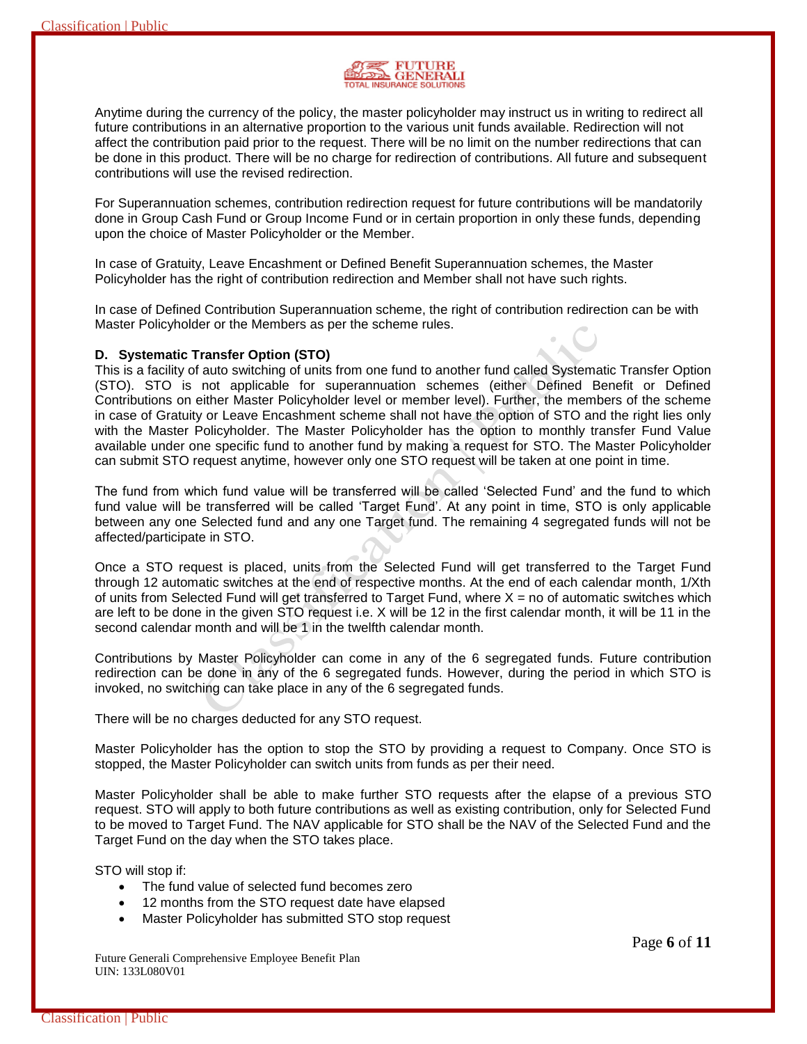Anytime during the currency of the policy, the master policyholder may instruct us in writing to redirect all future contributions in an alternative proportion to the various unit funds available. Redirection will not affect the contribution paid prior to the request. There will be no limit on the number redirections that can be done in this product. There will be no charge for redirection of contributions. All future and subsequent contributions will use the revised redirection.

For Superannuation schemes, contribution redirection request for future contributions will be mandatorily done in Group Cash Fund or Group Income Fund or in certain proportion in only these funds, depending upon the choice of Master Policyholder or the Member.

In case of Gratuity, Leave Encashment or Defined Benefit Superannuation schemes, the Master Policyholder has the right of contribution redirection and Member shall not have such rights.

In case of Defined Contribution Superannuation scheme, the right of contribution redirection can be with Master Policyholder or the Members as per the scheme rules.

**D. Systematic Transfer Option (STO)**

This is a facility of auto switching of units from one fund to another fund called Systematic Transfer Option (STO). STO is not applicable for superannuation schemes (either Defined Benefit or Defined Contributions on either Master Policyholder level or member level). Further, the members of the scheme in case of Gratuity or Leave Encashment scheme shall not have the option of STO and the right lies only with the Master Policyholder. The Master Policyholder has the option to monthly transfer Fund Value available under one specific fund to another fund by making a request for STO. The Master Policyholder can submit STO request anytime, however only one STO request will be taken at one point in time.

The fund from which fund value will be transferred will be called 'Selected Fund' and the fund to which fund value will be transferred will be called 'Target Fund'. At any point in time, STO is only applicable between any one Selected fund and any one Target fund. The remaining 4 segregated funds will not be affected/participate in STO.

Once a STO request is placed, units from the Selected Fund will get transferred to the Target Fund through 12 automatic switches at the end of respective months. At the end of each calendar month, 1/Xth of units from Selected Fund will get transferred to Target Fund, where X = no of automatic switches which are left to be done in the given STO request i.e. X will be 12 in the first calendar month, it will be 11 in the second calendar month and will be 1 in the twelfth calendar month.

Contributions by Master Policyholder can come in any of the 6 segregated funds. Future contribution redirection can be done in any of the 6 segregated funds. However, during the period in which STO is invoked, no switching can take place in any of the 6 segregated funds.

There will be no charges deducted for any STO request.

Master Policyholder has the option to stop the STO by providing a request to Company. Once STO is stopped, the Master Policyholder can switch units from funds as per their need.

Master Policyholder shall be able to make further STO requests after the elapse of a previous STO request. STO will apply to both future contributions as well as existing contribution, only for Selected Fund to be moved to Target Fund. The NAV applicable for STO shall be the NAV of the Selected Fund and the Target Fund on the day when the STO takes place.

STO will stop if:

- The fund value of selected fund becomes zero
- 12 months from the STO request date have elapsed
- Master Policyholder has submitted STO stop request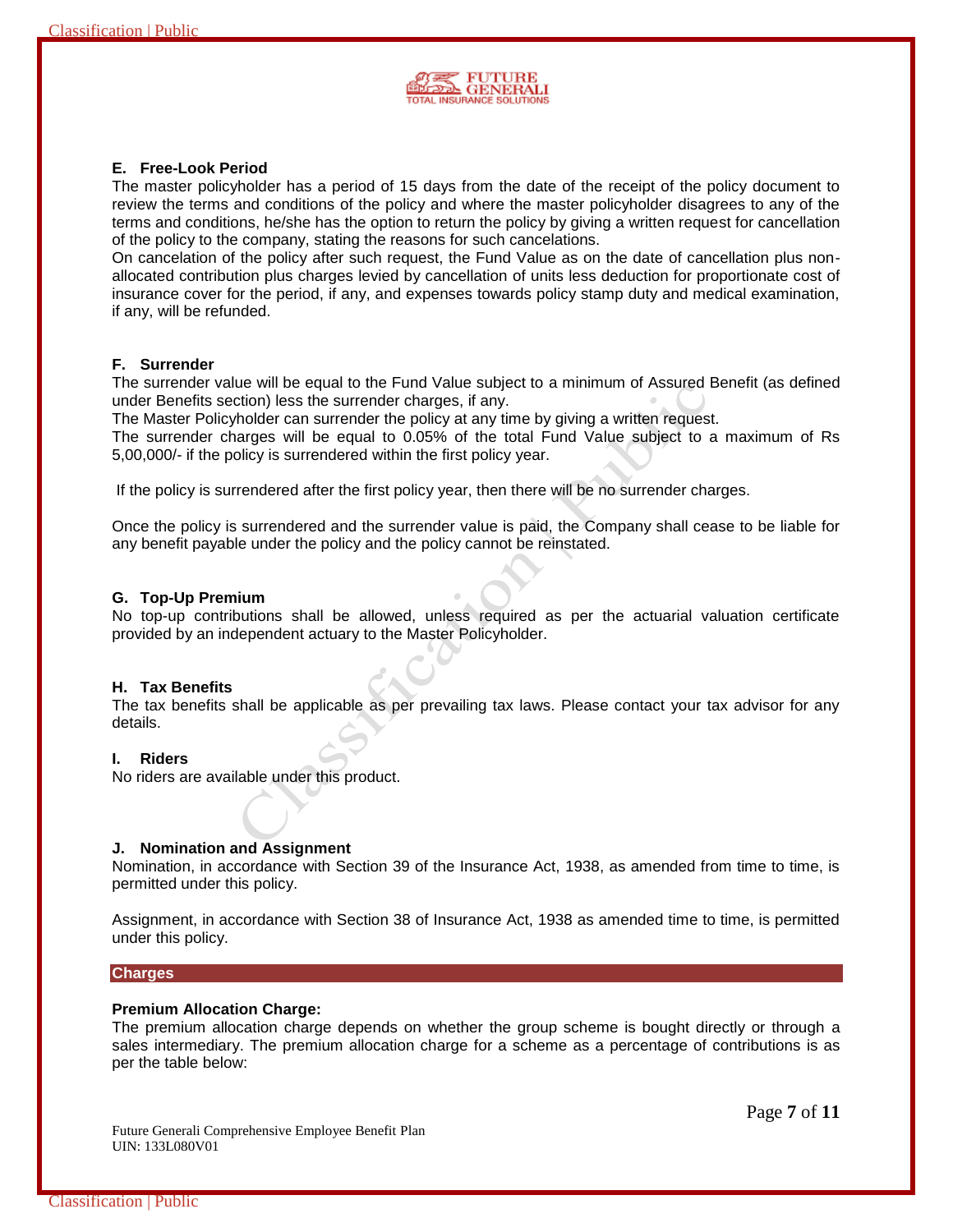### E. Free-Look Period

The master policyholder has a period of 15 days from the date of the receipt of the policy document to review the terms and conditions of the policy and where the master policyholder disagrees to any of the terms and conditions, he/she has the option to return the policy by giving a written request for cancellation of the policy to the company, stating the reasons for such cancelations.

On cancelation of the policy after such request, the Fund Value as on the date of cancellation plus non-allocated contribution plus charges levied by cancellation of units less deduction for proportionate cost of insurance cover for the period, if any, and expenses towards policy stamp duty and medical examination, if any, will be refunded.

### F. Surrender

The surrender value will be equal to the Fund Value subject to a minimum of Assured Benefit (as defined under Benefits section) less the surrender charges, if any.

The Master Policyholder can surrender the policy at any time by giving a written request.

The surrender charges will be equal to 0.05% of the total Fund Value subject to a maximum of Rs 5,00,000/- if the policy is surrendered within the first policy year.

If the policy is surrendered after the first policy year, then there will be no surrender charges.

Once the policy is surrendered and the surrender value is paid, the Company shall cease to be liable for any benefit payable under the policy and the policy cannot be reinstated.

### G. Top-Up Premium

No top-up contributions shall be allowed, unless required as per the actuarial valuation certificate provided by an independent actuary to the Master Policyholder.

### H. Tax Benefits

The tax benefits shall be applicable as per prevailing tax laws. Please contact your tax advisor for any details.

### I. Riders

No riders are available under this product.

### J. Nomination and Assignment

Nomination, in accordance with Section 39 of the Insurance Act, 1938, as amended from time to time, is permitted under this policy.

Assignment, in accordance with Section 38 of Insurance Act, 1938 as amended time to time, is permitted under this policy.

## Charges

**Premium Allocation Charge:**

The premium allocation charge depends on whether the group scheme is bought directly or through a sales intermediary. The premium allocation charge for a scheme as a percentage of contributions is as per the table below: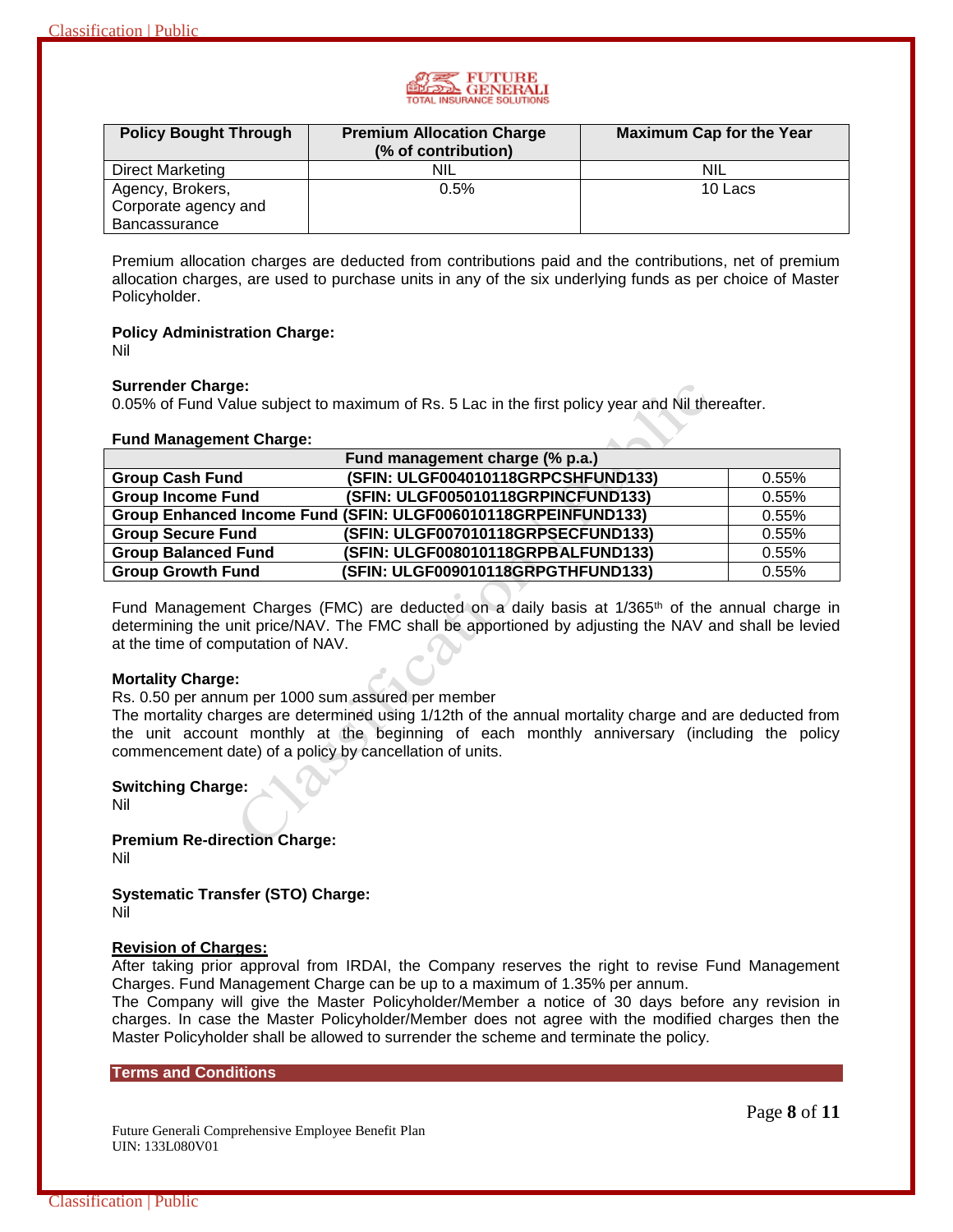| Policy Bought Through | Premium Allocation Charge (% of contribution) | Maximum Cap for the Year |
|---|---|---|
| Direct Marketing | NIL | NIL |
| Agency, Brokers, Corporate agency and Bancassurance | 0.5% | 10 Lacs |

Premium allocation charges are deducted from contributions paid and the contributions, net of premium allocation charges, are used to purchase units in any of the six underlying funds as per choice of Master Policyholder.

**Policy Administration Charge:**
Nil

**Surrender Charge:**
0.05% of Fund Value subject to maximum of Rs. 5 Lac in the first policy year and Nil thereafter.

**Fund Management Charge:**

| Fund management charge (% p.a.) | | |
|---|---|---|
| **Group Cash Fund** | **(SFIN: ULGF004010118GRPCSHFUND133)** | 0.55% |
| **Group Income Fund** | **(SFIN: ULGF005010118GRPINCFUND133)** | 0.55% |
| **Group Enhanced Income Fund** | **(SFIN: ULGF006010118GRPEINFUND133)** | 0.55% |
| **Group Secure Fund** | **(SFIN: ULGF007010118GRPSECFUND133)** | 0.55% |
| **Group Balanced Fund** | **(SFIN: ULGF008010118GRPBALFUND133)** | 0.55% |
| **Group Growth Fund** | **(SFIN: ULGF009010118GRPGTHFUND133)** | 0.55% |

Fund Management Charges (FMC) are deducted on a daily basis at 1/365th of the annual charge in determining the unit price/NAV. The FMC shall be apportioned by adjusting the NAV and shall be levied at the time of computation of NAV.

**Mortality Charge:**
Rs. 0.50 per annum per 1000 sum assured per member
The mortality charges are determined using 1/12th of the annual mortality charge and are deducted from the unit account monthly at the beginning of each monthly anniversary (including the policy commencement date) of a policy by cancellation of units.

**Switching Charge:**
Nil

**Premium Re-direction Charge:**
Nil

**Systematic Transfer (STO) Charge:**
Nil

**Revision of Charges:**
After taking prior approval from IRDAI, the Company reserves the right to revise Fund Management Charges. Fund Management Charge can be up to a maximum of 1.35% per annum.
The Company will give the Master Policyholder/Member a notice of 30 days before any revision in charges. In case the Master Policyholder/Member does not agree with the modified charges then the Master Policyholder shall be allowed to surrender the scheme and terminate the policy.

## Terms and Conditions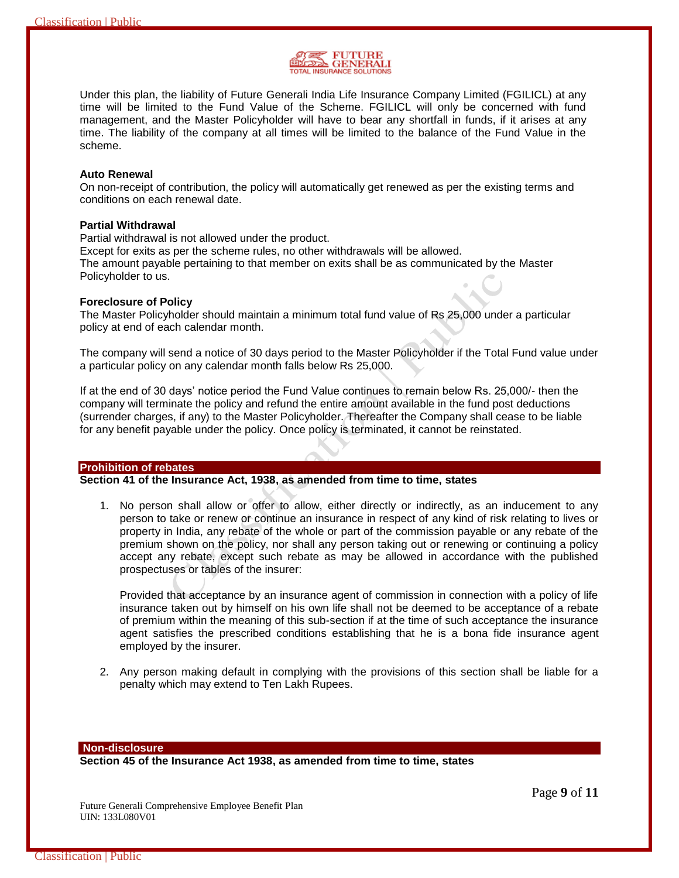Under this plan, the liability of Future Generali India Life Insurance Company Limited (FGILICL) at any time will be limited to the Fund Value of the Scheme. FGILICL will only be concerned with fund management, and the Master Policyholder will have to bear any shortfall in funds, if it arises at any time. The liability of the company at all times will be limited to the balance of the Fund Value in the scheme.

**Auto Renewal**

On non-receipt of contribution, the policy will automatically get renewed as per the existing terms and conditions on each renewal date.

**Partial Withdrawal**

Partial withdrawal is not allowed under the product.
Except for exits as per the scheme rules, no other withdrawals will be allowed.
The amount payable pertaining to that member on exits shall be as communicated by the Master Policyholder to us.

**Foreclosure of Policy**

The Master Policyholder should maintain a minimum total fund value of Rs 25,000 under a particular policy at end of each calendar month.

The company will send a notice of 30 days period to the Master Policyholder if the Total Fund value under a particular policy on any calendar month falls below Rs 25,000.

If at the end of 30 days' notice period the Fund Value continues to remain below Rs. 25,000/- then the company will terminate the policy and refund the entire amount available in the fund post deductions (surrender charges, if any) to the Master Policyholder. Thereafter the Company shall cease to be liable for any benefit payable under the policy. Once policy is terminated, it cannot be reinstated.

## Prohibition of rebates

**Section 41 of the Insurance Act, 1938, as amended from time to time, states**

1. No person shall allow or offer to allow, either directly or indirectly, as an inducement to any person to take or renew or continue an insurance in respect of any kind of risk relating to lives or property in India, any rebate of the whole or part of the commission payable or any rebate of the premium shown on the policy, nor shall any person taking out or renewing or continuing a policy accept any rebate, except such rebate as may be allowed in accordance with the published prospectuses or tables of the insurer:

   Provided that acceptance by an insurance agent of commission in connection with a policy of life insurance taken out by himself on his own life shall not be deemed to be acceptance of a rebate of premium within the meaning of this sub-section if at the time of such acceptance the insurance agent satisfies the prescribed conditions establishing that he is a bona fide insurance agent employed by the insurer.

2. Any person making default in complying with the provisions of this section shall be liable for a penalty which may extend to Ten Lakh Rupees.

## Non-disclosure

**Section 45 of the Insurance Act 1938, as amended from time to time, states**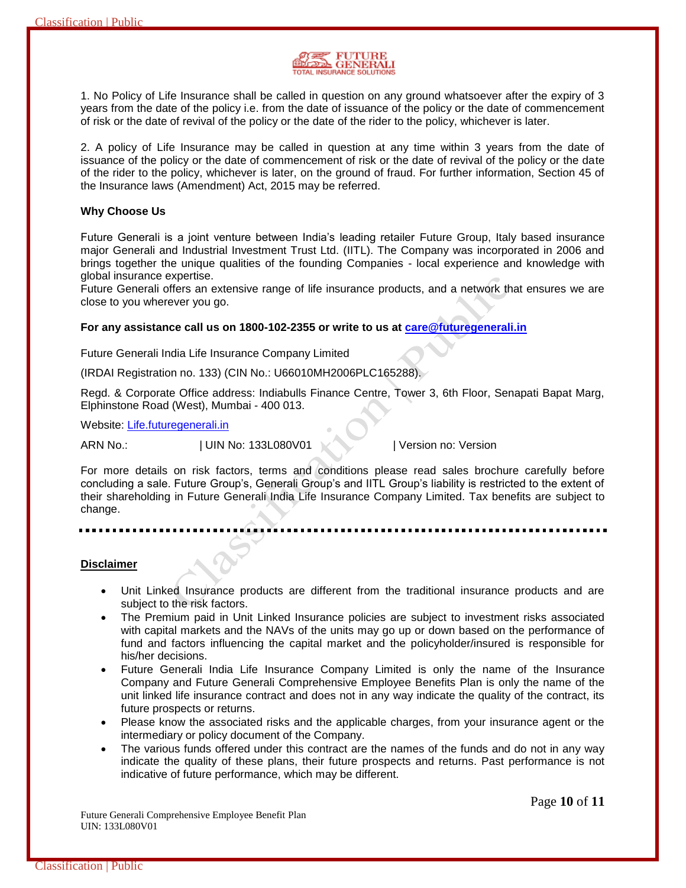1. No Policy of Life Insurance shall be called in question on any ground whatsoever after the expiry of 3 years from the date of the policy i.e. from the date of issuance of the policy or the date of commencement of risk or the date of revival of the policy or the date of the rider to the policy, whichever is later.

2. A policy of Life Insurance may be called in question at any time within 3 years from the date of issuance of the policy or the date of commencement of risk or the date of revival of the policy or the date of the rider to the policy, whichever is later, on the ground of fraud. For further information, Section 45 of the Insurance laws (Amendment) Act, 2015 may be referred.

**Why Choose Us**

Future Generali is a joint venture between India's leading retailer Future Group, Italy based insurance major Generali and Industrial Investment Trust Ltd. (IITL). The Company was incorporated in 2006 and brings together the unique qualities of the founding Companies - local experience and knowledge with global insurance expertise.
Future Generali offers an extensive range of life insurance products, and a network that ensures we are close to you wherever you go.

**For any assistance call us on 1800-102-2355 or write to us at care@futuregenerali.in**

Future Generali India Life Insurance Company Limited

(IRDAI Registration no. 133) (CIN No.: U66010MH2006PLC165288).

Regd. & Corporate Office address: Indiabulls Finance Centre, Tower 3, 6th Floor, Senapati Bapat Marg, Elphinstone Road (West), Mumbai - 400 013.

Website: Life.futuregenerali.in

ARN No.: | UIN No: 133L080V01 | Version no: Version

For more details on risk factors, terms and conditions please read sales brochure carefully before concluding a sale. Future Group's, Generali Group's and IITL Group's liability is restricted to the extent of their shareholding in Future Generali India Life Insurance Company Limited. Tax benefits are subject to change.

---

**Disclaimer**

- Unit Linked Insurance products are different from the traditional insurance products and are subject to the risk factors.
- The Premium paid in Unit Linked Insurance policies are subject to investment risks associated with capital markets and the NAVs of the units may go up or down based on the performance of fund and factors influencing the capital market and the policyholder/insured is responsible for his/her decisions.
- Future Generali India Life Insurance Company Limited is only the name of the Insurance Company and Future Generali Comprehensive Employee Benefits Plan is only the name of the unit linked life insurance contract and does not in any way indicate the quality of the contract, its future prospects or returns.
- Please know the associated risks and the applicable charges, from your insurance agent or the intermediary or policy document of the Company.
- The various funds offered under this contract are the names of the funds and do not in any way indicate the quality of these plans, their future prospects and returns. Past performance is not indicative of future performance, which may be different.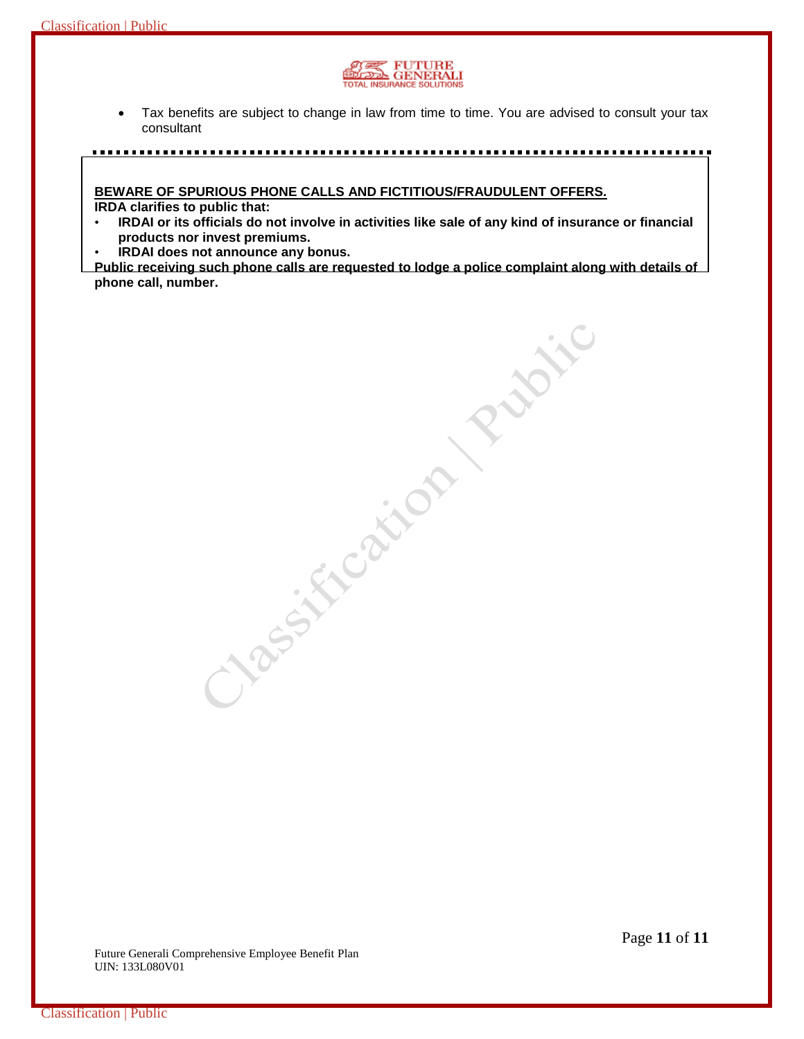- Tax benefits are subject to change in law from time to time. You are advised to consult your tax consultant

**BEWARE OF SPURIOUS PHONE CALLS AND FICTITIOUS/FRAUDULENT OFFERS.**

**IRDA clarifies to public that:**

- **IRDAI or its officials do not involve in activities like sale of any kind of insurance or financial products nor invest premiums.**
- **IRDAI does not announce any bonus.**

**Public receiving such phone calls are requested to lodge a police complaint along with details of phone call, number.**